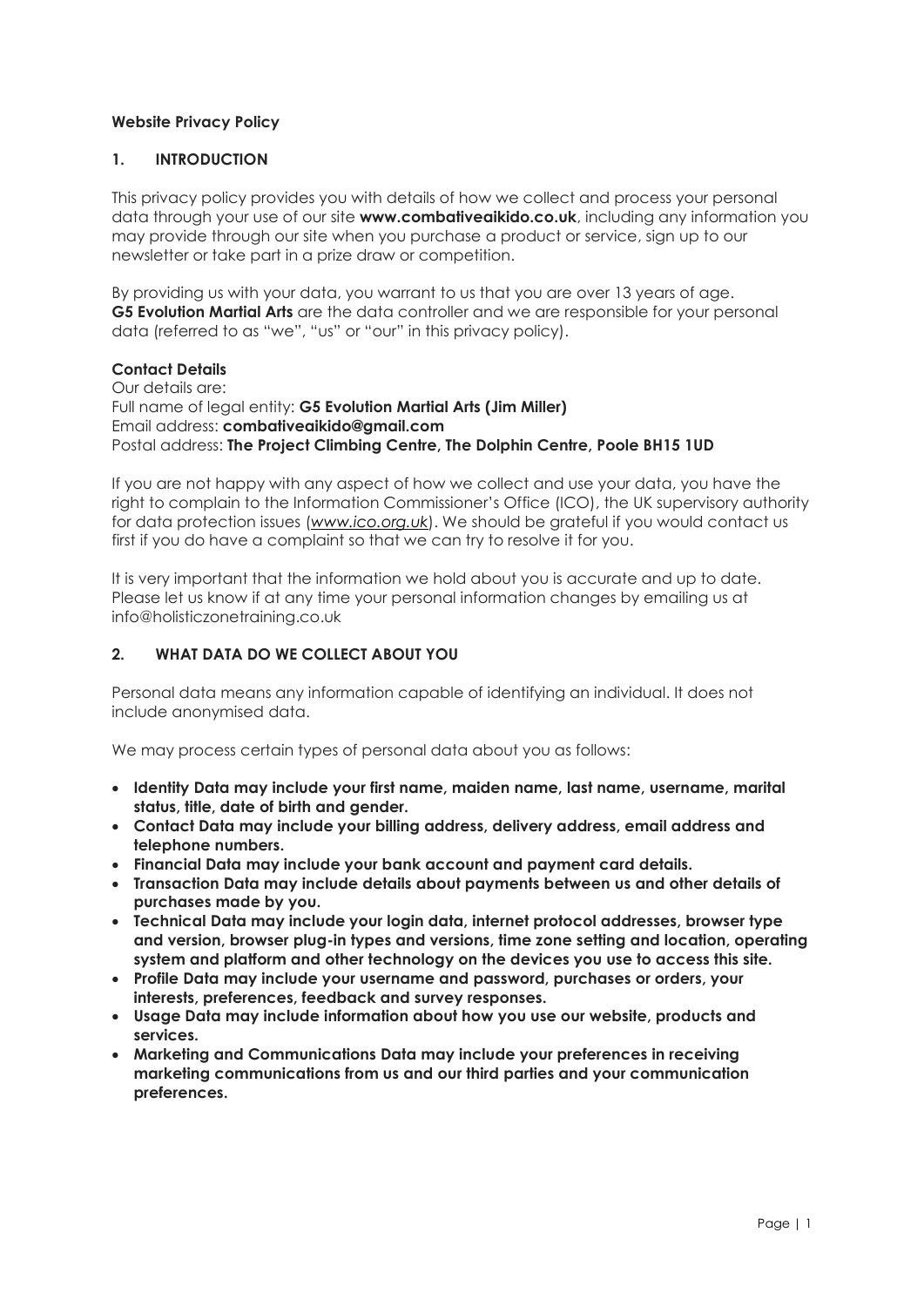**Website Privacy Policy**

## 1. INTRODUCTION

This privacy policy provides you with details of how we collect and process your personal data through your use of our site **www.combativeaikido.co.uk**, including any information you may provide through our site when you purchase a product or service, sign up to our newsletter or take part in a prize draw or competition.

By providing us with your data, you warrant to us that you are over 13 years of age. **G5 Evolution Martial Arts** are the data controller and we are responsible for your personal data (referred to as "we", "us" or "our" in this privacy policy).

**Contact Details**

Our details are:
Full name of legal entity: **G5 Evolution Martial Arts (Jim Miller)**
Email address: **combativeaikido@gmail.com**
Postal address: **The Project Climbing Centre, The Dolphin Centre, Poole BH15 1UD**

If you are not happy with any aspect of how we collect and use your data, you have the right to complain to the Information Commissioner's Office (ICO), the UK supervisory authority for data protection issues (*www.ico.org.uk*). We should be grateful if you would contact us first if you do have a complaint so that we can try to resolve it for you.

It is very important that the information we hold about you is accurate and up to date. Please let us know if at any time your personal information changes by emailing us at info@holisticzonetraining.co.uk

## 2. WHAT DATA DO WE COLLECT ABOUT YOU

Personal data means any information capable of identifying an individual. It does not include anonymised data.

We may process certain types of personal data about you as follows:

- **Identity Data may include your first name, maiden name, last name, username, marital status, title, date of birth and gender.**
- **Contact Data may include your billing address, delivery address, email address and telephone numbers.**
- **Financial Data may include your bank account and payment card details.**
- **Transaction Data may include details about payments between us and other details of purchases made by you.**
- **Technical Data may include your login data, internet protocol addresses, browser type and version, browser plug-in types and versions, time zone setting and location, operating system and platform and other technology on the devices you use to access this site.**
- **Profile Data may include your username and password, purchases or orders, your interests, preferences, feedback and survey responses.**
- **Usage Data may include information about how you use our website, products and services.**
- **Marketing and Communications Data may include your preferences in receiving marketing communications from us and our third parties and your communication preferences.**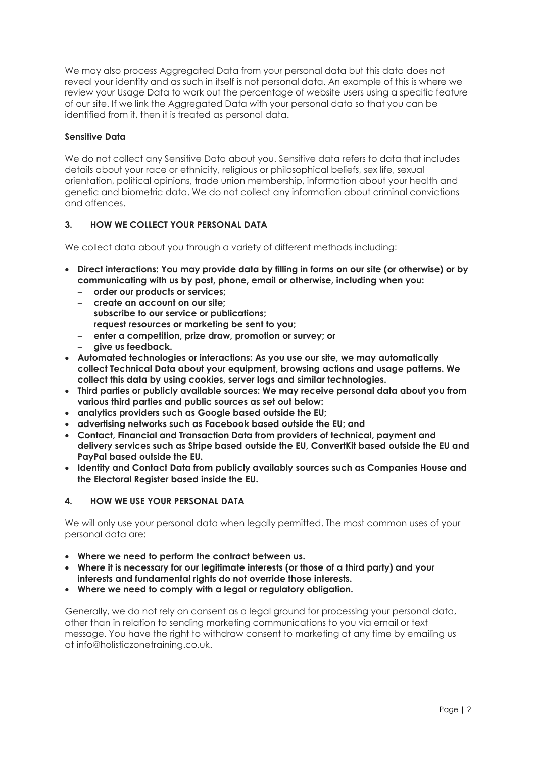We may also process Aggregated Data from your personal data but this data does not reveal your identity and as such in itself is not personal data. An example of this is where we review your Usage Data to work out the percentage of website users using a specific feature of our site. If we link the Aggregated Data with your personal data so that you can be identified from it, then it is treated as personal data.

**Sensitive Data**

We do not collect any Sensitive Data about you. Sensitive data refers to data that includes details about your race or ethnicity, religious or philosophical beliefs, sex life, sexual orientation, political opinions, trade union membership, information about your health and genetic and biometric data. We do not collect any information about criminal convictions and offences.

## 3. HOW WE COLLECT YOUR PERSONAL DATA

We collect data about you through a variety of different methods including:

- **Direct interactions: You may provide data by filling in forms on our site (or otherwise) or by communicating with us by post, phone, email or otherwise, including when you:**
  - **order our products or services;**
  - **create an account on our site;**
  - **subscribe to our service or publications;**
  - **request resources or marketing be sent to you;**
  - **enter a competition, prize draw, promotion or survey; or**
  - **give us feedback.**
- **Automated technologies or interactions: As you use our site, we may automatically collect Technical Data about your equipment, browsing actions and usage patterns. We collect this data by using cookies, server logs and similar technologies.**
- **Third parties or publicly available sources: We may receive personal data about you from various third parties and public sources as set out below:**
- **analytics providers such as Google based outside the EU;**
- **advertising networks such as Facebook based outside the EU; and**
- **Contact, Financial and Transaction Data from providers of technical, payment and delivery services such as Stripe based outside the EU, ConvertKit based outside the EU and PayPal based outside the EU.**
- **Identity and Contact Data from publicly availably sources such as Companies House and the Electoral Register based inside the EU.**

## 4. HOW WE USE YOUR PERSONAL DATA

We will only use your personal data when legally permitted. The most common uses of your personal data are:

- **Where we need to perform the contract between us.**
- **Where it is necessary for our legitimate interests (or those of a third party) and your interests and fundamental rights do not override those interests.**
- **Where we need to comply with a legal or regulatory obligation.**

Generally, we do not rely on consent as a legal ground for processing your personal data, other than in relation to sending marketing communications to you via email or text message. You have the right to withdraw consent to marketing at any time by emailing us at info@holisticzonetraining.co.uk.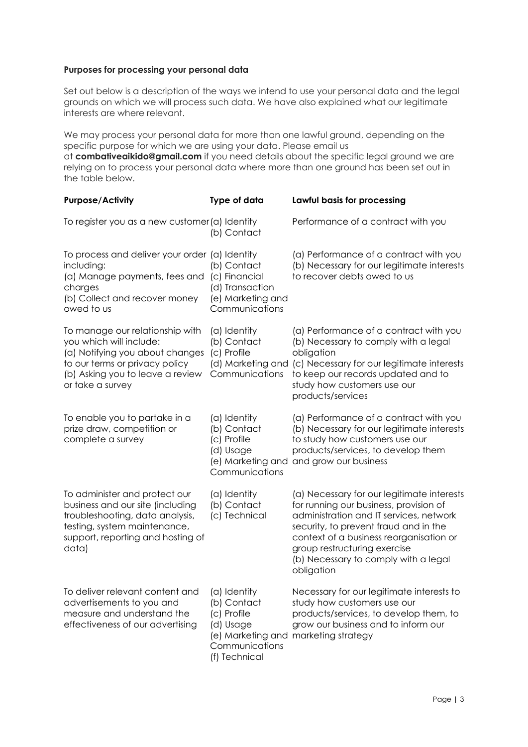**Purposes for processing your personal data**

Set out below is a description of the ways we intend to use your personal data and the legal grounds on which we will process such data. We have also explained what our legitimate interests are where relevant.

We may process your personal data for more than one lawful ground, depending on the specific purpose for which we are using your data. Please email us at **combativeaikido@gmail.com** if you need details about the specific legal ground we are relying on to process your personal data where more than one ground has been set out in the table below.

| Purpose/Activity | Type of data | Lawful basis for processing |
|---|---|---|
| To register you as a new customer | (a) Identity<br>(b) Contact | Performance of a contract with you |
| To process and deliver your order including:<br>(a) Manage payments, fees and charges<br>(b) Collect and recover money owed to us | (a) Identity<br>(b) Contact<br>(c) Financial<br>(d) Transaction<br>(e) Marketing and Communications | (a) Performance of a contract with you<br>(b) Necessary for our legitimate interests to recover debts owed to us |
| To manage our relationship with you which will include:<br>(a) Notifying you about changes to our terms or privacy policy<br>(b) Asking you to leave a review or take a survey | (a) Identity<br>(b) Contact<br>(c) Profile<br>(d) Marketing and Communications | (a) Performance of a contract with you<br>(b) Necessary to comply with a legal obligation<br>(c) Necessary for our legitimate interests to keep our records updated and to study how customers use our products/services |
| To enable you to partake in a prize draw, competition or complete a survey | (a) Identity<br>(b) Contact<br>(c) Profile<br>(d) Usage<br>(e) Marketing and Communications | (a) Performance of a contract with you<br>(b) Necessary for our legitimate interests to study how customers use our products/services, to develop them and grow our business |
| To administer and protect our business and our site (including troubleshooting, data analysis, testing, system maintenance, support, reporting and hosting of data) | (a) Identity<br>(b) Contact<br>(c) Technical | (a) Necessary for our legitimate interests for running our business, provision of administration and IT services, network security, to prevent fraud and in the context of a business reorganisation or group restructuring exercise<br>(b) Necessary to comply with a legal obligation |
| To deliver relevant content and advertisements to you and measure and understand the effectiveness of our advertising | (a) Identity<br>(b) Contact<br>(c) Profile<br>(d) Usage<br>(e) Marketing and Communications<br>(f) Technical | Necessary for our legitimate interests to study how customers use our products/services, to develop them, to grow our business and to inform our marketing strategy |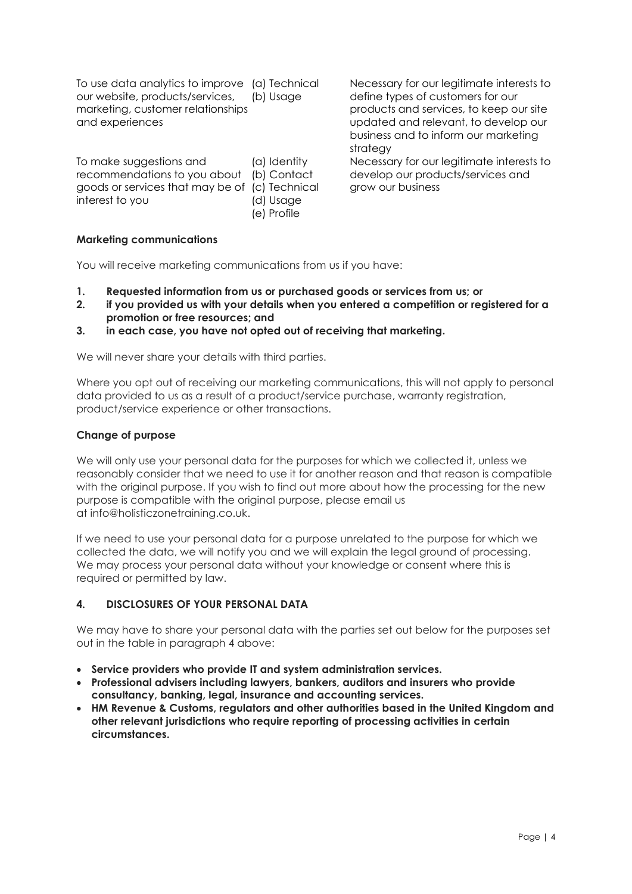| | | |
|---|---|---|
| To use data analytics to improve our website, products/services, marketing, customer relationships and experiences | (a) Technical<br>(b) Usage | Necessary for our legitimate interests to define types of customers for our products and services, to keep our site updated and relevant, to develop our business and to inform our marketing strategy |
| To make suggestions and recommendations to you about goods or services that may be of interest to you | (a) Identity<br>(b) Contact<br>(c) Technical<br>(d) Usage<br>(e) Profile | Necessary for our legitimate interests to develop our products/services and grow our business |

**Marketing communications**

You will receive marketing communications from us if you have:

1. **Requested information from us or purchased goods or services from us; or**
2. **if you provided us with your details when you entered a competition or registered for a promotion or free resources; and**
3. **in each case, you have not opted out of receiving that marketing.**

We will never share your details with third parties.

Where you opt out of receiving our marketing communications, this will not apply to personal data provided to us as a result of a product/service purchase, warranty registration, product/service experience or other transactions.

**Change of purpose**

We will only use your personal data for the purposes for which we collected it, unless we reasonably consider that we need to use it for another reason and that reason is compatible with the original purpose. If you wish to find out more about how the processing for the new purpose is compatible with the original purpose, please email us at info@holisticzonetraining.co.uk.

If we need to use your personal data for a purpose unrelated to the purpose for which we collected the data, we will notify you and we will explain the legal ground of processing. We may process your personal data without your knowledge or consent where this is required or permitted by law.

## 4. DISCLOSURES OF YOUR PERSONAL DATA

We may have to share your personal data with the parties set out below for the purposes set out in the table in paragraph 4 above:

- **Service providers who provide IT and system administration services.**
- **Professional advisers including lawyers, bankers, auditors and insurers who provide consultancy, banking, legal, insurance and accounting services.**
- **HM Revenue & Customs, regulators and other authorities based in the United Kingdom and other relevant jurisdictions who require reporting of processing activities in certain circumstances.**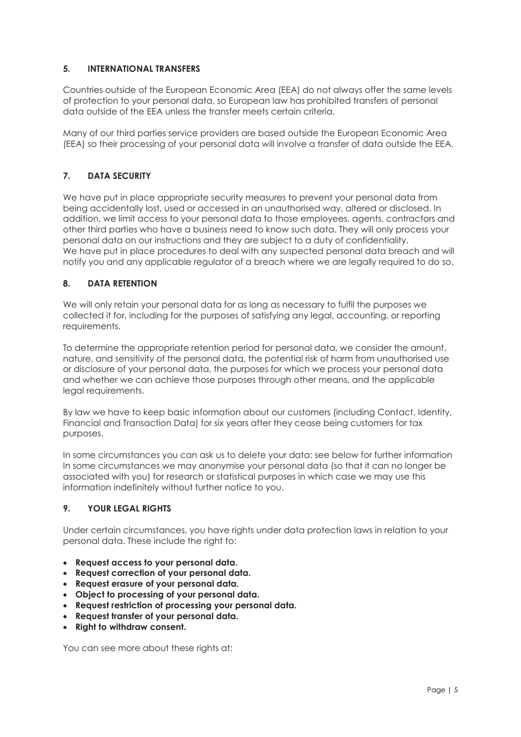## 5. INTERNATIONAL TRANSFERS

Countries outside of the European Economic Area (EEA) do not always offer the same levels of protection to your personal data, so European law has prohibited transfers of personal data outside of the EEA unless the transfer meets certain criteria.

Many of our third parties service providers are based outside the European Economic Area (EEA) so their processing of your personal data will involve a transfer of data outside the EEA.

## 7. DATA SECURITY

We have put in place appropriate security measures to prevent your personal data from being accidentally lost, used or accessed in an unauthorised way, altered or disclosed. In addition, we limit access to your personal data to those employees, agents, contractors and other third parties who have a business need to know such data. They will only process your personal data on our instructions and they are subject to a duty of confidentiality.
We have put in place procedures to deal with any suspected personal data breach and will notify you and any applicable regulator of a breach where we are legally required to do so.

## 8. DATA RETENTION

We will only retain your personal data for as long as necessary to fulfil the purposes we collected it for, including for the purposes of satisfying any legal, accounting, or reporting requirements.

To determine the appropriate retention period for personal data, we consider the amount, nature, and sensitivity of the personal data, the potential risk of harm from unauthorised use or disclosure of your personal data, the purposes for which we process your personal data and whether we can achieve those purposes through other means, and the applicable legal requirements.

By law we have to keep basic information about our customers (including Contact, Identity, Financial and Transaction Data) for six years after they cease being customers for tax purposes.

In some circumstances you can ask us to delete your data: see below for further information
In some circumstances we may anonymise your personal data (so that it can no longer be associated with you) for research or statistical purposes in which case we may use this information indefinitely without further notice to you.

## 9. YOUR LEGAL RIGHTS

Under certain circumstances, you have rights under data protection laws in relation to your personal data. These include the right to:

- **Request access to your personal data.**
- **Request correction of your personal data.**
- **Request erasure of your personal data.**
- **Object to processing of your personal data.**
- **Request restriction of processing your personal data.**
- **Request transfer of your personal data.**
- **Right to withdraw consent.**

You can see more about these rights at: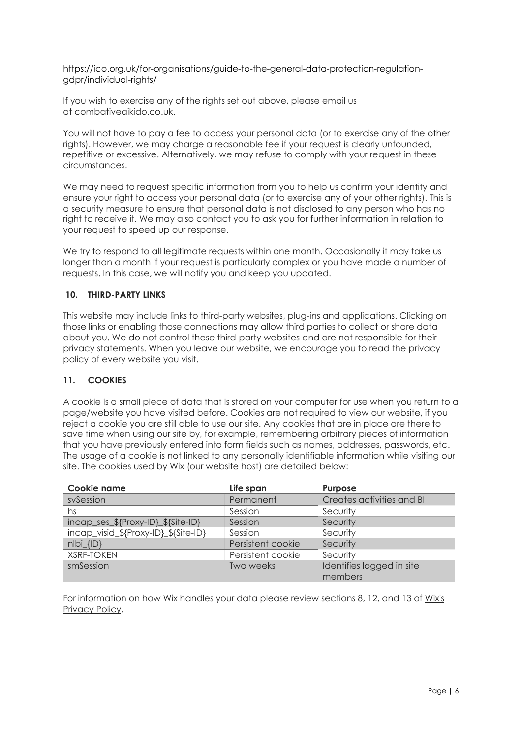https://ico.org.uk/for-organisations/guide-to-the-general-data-protection-regulation-gdpr/individual-rights/

If you wish to exercise any of the rights set out above, please email us at combativeaikido.co.uk.

You will not have to pay a fee to access your personal data (or to exercise any of the other rights). However, we may charge a reasonable fee if your request is clearly unfounded, repetitive or excessive. Alternatively, we may refuse to comply with your request in these circumstances.

We may need to request specific information from you to help us confirm your identity and ensure your right to access your personal data (or to exercise any of your other rights). This is a security measure to ensure that personal data is not disclosed to any person who has no right to receive it. We may also contact you to ask you for further information in relation to your request to speed up our response.

We try to respond to all legitimate requests within one month. Occasionally it may take us longer than a month if your request is particularly complex or you have made a number of requests. In this case, we will notify you and keep you updated.

## 10. THIRD-PARTY LINKS

This website may include links to third-party websites, plug-ins and applications. Clicking on those links or enabling those connections may allow third parties to collect or share data about you. We do not control these third-party websites and are not responsible for their privacy statements. When you leave our website, we encourage you to read the privacy policy of every website you visit.

## 11. COOKIES

A cookie is a small piece of data that is stored on your computer for use when you return to a page/website you have visited before. Cookies are not required to view our website, if you reject a cookie you are still able to use our site. Any cookies that are in place are there to save time when using our site by, for example, remembering arbitrary pieces of information that you have previously entered into form fields such as names, addresses, passwords, etc. The usage of a cookie is not linked to any personally identifiable information while visiting our site. The cookies used by Wix (our website host) are detailed below:

| Cookie name | Life span | Purpose |
|---|---|---|
| svSession | Permanent | Creates activities and BI |
| hs | Session | Security |
| incap_ses_${Proxy-ID}_${Site-ID} | Session | Security |
| incap_visid_${Proxy-ID}_${Site-ID} | Session | Security |
| nlbi_{ID} | Persistent cookie | Security |
| XSRF-TOKEN | Persistent cookie | Security |
| smSession | Two weeks | Identifies logged in site members |

For information on how Wix handles your data please review sections 8, 12, and 13 of Wix's Privacy Policy.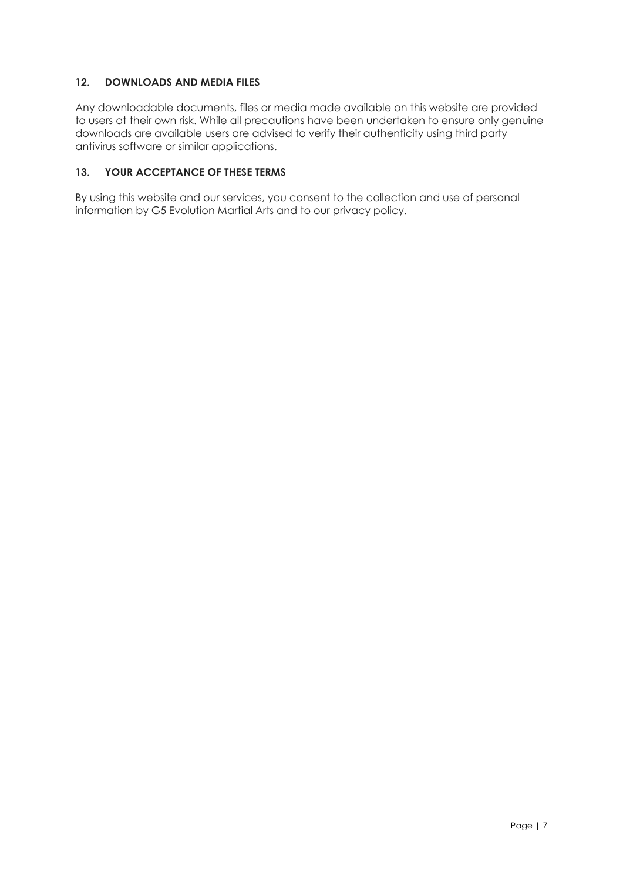## 12. DOWNLOADS AND MEDIA FILES

Any downloadable documents, files or media made available on this website are provided to users at their own risk. While all precautions have been undertaken to ensure only genuine downloads are available users are advised to verify their authenticity using third party antivirus software or similar applications.

## 13. YOUR ACCEPTANCE OF THESE TERMS

By using this website and our services, you consent to the collection and use of personal information by G5 Evolution Martial Arts and to our privacy policy.